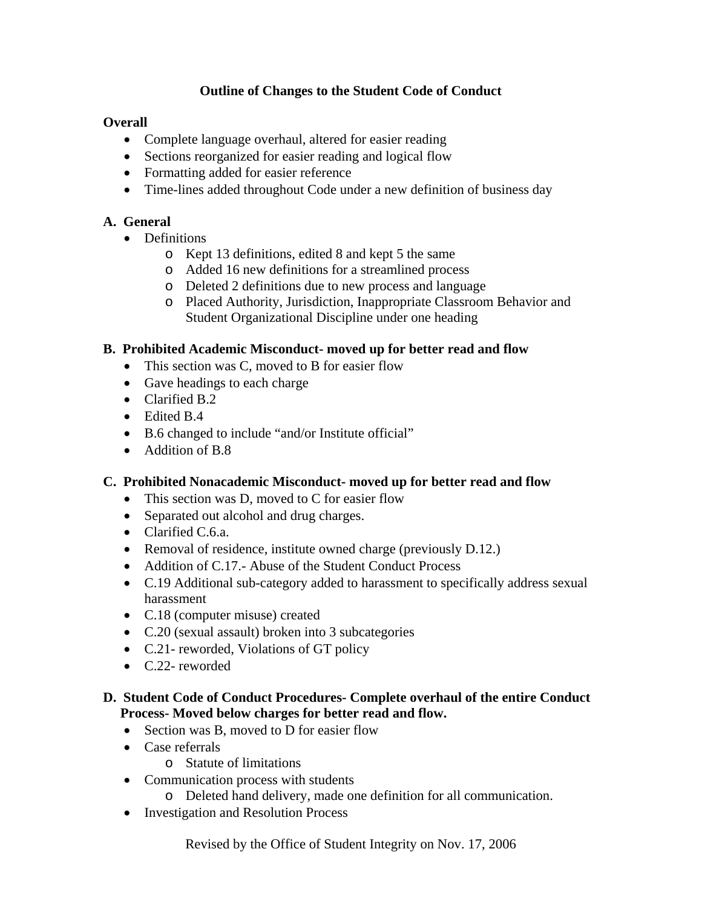# Outline of Changes to the Student Code of Conduct

**Overall**

- Complete language overhaul, altered for easier reading
- Sections reorganized for easier reading and logical flow
- Formatting added for easier reference
- Time-lines added throughout Code under a new definition of business day

**A. General**

- Definitions
  - Kept 13 definitions, edited 8 and kept 5 the same
  - Added 16 new definitions for a streamlined process
  - Deleted 2 definitions due to new process and language
  - Placed Authority, Jurisdiction, Inappropriate Classroom Behavior and Student Organizational Discipline under one heading

**B. Prohibited Academic Misconduct- moved up for better read and flow**

- This section was C, moved to B for easier flow
- Gave headings to each charge
- Clarified B.2
- Edited B.4
- B.6 changed to include "and/or Institute official"
- Addition of B.8

**C. Prohibited Nonacademic Misconduct- moved up for better read and flow**

- This section was D, moved to C for easier flow
- Separated out alcohol and drug charges.
- Clarified C.6.a.
- Removal of residence, institute owned charge (previously D.12.)
- Addition of C.17.- Abuse of the Student Conduct Process
- C.19 Additional sub-category added to harassment to specifically address sexual harassment
- C.18 (computer misuse) created
- C.20 (sexual assault) broken into 3 subcategories
- C.21- reworded, Violations of GT policy
- C.22- reworded

**D. Student Code of Conduct Procedures- Complete overhaul of the entire Conduct Process- Moved below charges for better read and flow.**

- Section was B, moved to D for easier flow
- Case referrals
  - Statute of limitations
- Communication process with students
  - Deleted hand delivery, made one definition for all communication.
- Investigation and Resolution Process

Revised by the Office of Student Integrity on Nov. 17, 2006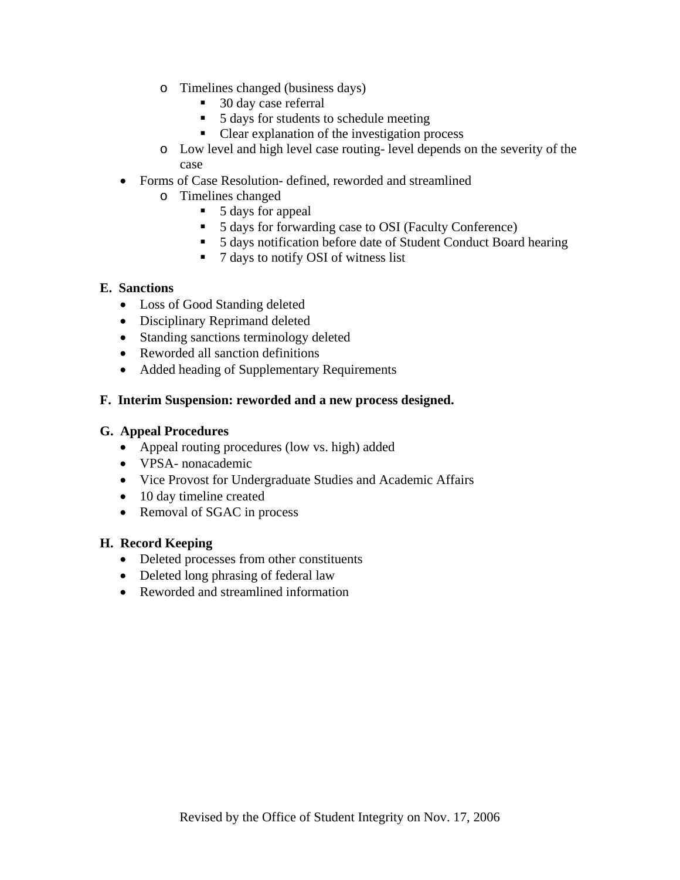- Timelines changed (business days)
    - 30 day case referral
    - 5 days for students to schedule meeting
    - Clear explanation of the investigation process
  - Low level and high level case routing- level depends on the severity of the case
- Forms of Case Resolution- defined, reworded and streamlined
  - Timelines changed
    - 5 days for appeal
    - 5 days for forwarding case to OSI (Faculty Conference)
    - 5 days notification before date of Student Conduct Board hearing
    - 7 days to notify OSI of witness list

**E. Sanctions**

- Loss of Good Standing deleted
- Disciplinary Reprimand deleted
- Standing sanctions terminology deleted
- Reworded all sanction definitions
- Added heading of Supplementary Requirements

**F. Interim Suspension: reworded and a new process designed.**

**G. Appeal Procedures**

- Appeal routing procedures (low vs. high) added
- VPSA- nonacademic
- Vice Provost for Undergraduate Studies and Academic Affairs
- 10 day timeline created
- Removal of SGAC in process

**H. Record Keeping**

- Deleted processes from other constituents
- Deleted long phrasing of federal law
- Reworded and streamlined information

Revised by the Office of Student Integrity on Nov. 17, 2006